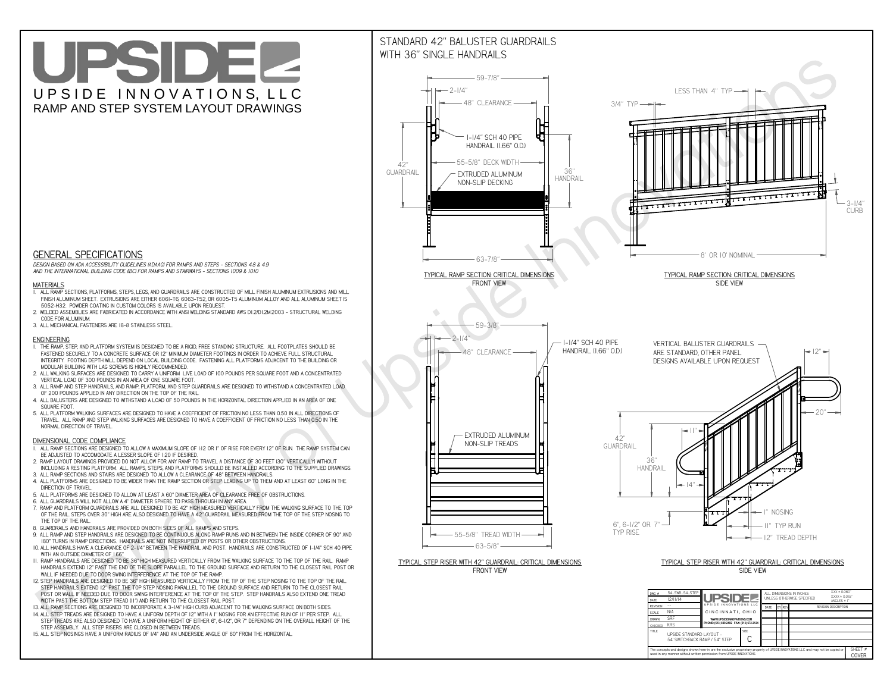# UPSIDE

UPSIDE INNOVATIONS, LLC

RAMP AND STEP SYSTEM LAYOUT DRAWINGS

## GENERAL SPECIFICATIONS

*DESIGN BASED ON ADA ACCESSIBILITY GUIDELINES (ADAAG) FOR RAMPS AND STEPS - SECTIONS 4.8 & 4.9 AND THE INTERNATIONAL BUILDING CODE (IBC) FOR RAMPS AND STAIRWAYS - SECTIONS 1009 & 1010*

### MATERIALS

1. ALL RAMP SECTIONS, PLATFORMS, STEPS, LEGS, AND GUARDRAILS ARE CONSTRUCTED OF MILL FINISH ALUMINUM EXTRUSIONS AND MILL FINISH ALUMINUM SHEET. EXTRUSIONS ARE EITHER 6061-T6, 6063-T52, OR 6005-T5 ALUMINUM ALLOY AND ALL ALUMINUM SHEET IS 5052-H32. POWDER COATING IN CUSTOM COLORS IS AVAILABLE UPON REQUEST.
2. WELDED ASSEMBLIES ARE FABRICATED IN ACCORDANCE WITH ANSI WELDING STANDARD AWS D1.2/D1.2M:2003 - STRUCTURAL WELDING CODE FOR ALUMINUM.
3. ALL MECHANICAL FASTENERS ARE 18-8 STAINLESS STEEL.

### ENGINEERING

1. THE RAMP, STEP, AND PLATFORM SYSTEM IS DESIGNED TO BE A RIGID, FREE STANDING STRUCTURE. ALL FOOTPLATES SHOULD BE FASTENED SECURELY TO A CONCRETE SURFACE OR 12" MINIMUM DIAMETER FOOTINGS IN ORDER TO ACHIEVE FULL STRUCTURAL INTEGRITY. FOOTING DEPTH WILL DEPEND ON LOCAL BUILDING CODE. FASTENING ALL PLATFORMS ADJACENT TO THE BUILDING OR MODULAR BUILDING WITH LAG SCREWS IS HIGHLY RECOMMENDED.
2. ALL WALKING SURFACES ARE DESIGNED TO CARRY A UNIFORM LIVE LOAD OF 100 POUNDS PER SQUARE FOOT AND A CONCENTRATED VERTICAL LOAD OF 300 POUNDS IN AN AREA OF ONE SQUARE FOOT.
3. ALL RAMP AND STEP HANDRAILS, AND RAMP, PLATFORM, AND STEP GUARDRAILS ARE DESIGNED TO WITHSTAND A CONCENTRATED LOAD OF 200 POUNDS APPLIED IN ANY DIRECTION ON THE TOP OF THE RAIL.
4. ALL BALUSTERS ARE DESIGNED TO WITHSTAND A LOAD OF 50 POUNDS IN THE HORIZONTAL DIRECTION APPLIED IN AN AREA OF ONE SQUARE FOOT.
5. ALL PLATFORM WALKING SURFACES ARE DESIGNED TO HAVE A COEFFICIENT OF FRICTION NO LESS THAN 0.50 IN ALL DIRECTIONS OF TRAVEL. ALL RAMP AND STEP WALKING SURFACES ARE DESIGNED TO HAVE A COEFFICIENT OF FRICTION NO LESS THAN 0.50 IN THE NORMAL DIRECTION OF TRAVEL.

### DIMENSIONAL CODE COMPLIANCE

1. ALL RAMP SECTIONS ARE DESIGNED TO ALLOW A MAXIMUM SLOPE OF 1:12 OR 1" OF RISE FOR EVERY 12" OF RUN. THE RAMP SYSTEM CAN BE ADJUSTED TO ACCOMODATE A LESSER SLOPE OF 1:20 IF DESIRED.
2. RAMP LAYOUT DRAWINGS PROVIDED DO NOT ALLOW FOR ANY RAMP TO TRAVEL A DISTANCE OF 30 FEET (30" VERTICALLY) WITHOUT INCLUDING A RESTING PLATFORM. ALL RAMPS, STEPS, AND PLATFORMS SHOULD BE INSTALLED ACCORDING TO THE SUPPLIED DRAWINGS.
3. ALL RAMP SECTIONS AND STAIRS ARE DESIGNED TO ALLOW A CLEARANCE OF 48" BETWEEN HANDRAILS.
4. ALL PLATFORMS ARE DESIGNED TO BE WIDER THAN THE RAMP SECTION OR STEP LEADING UP TO THEM AND AT LEAST 60" LONG IN THE DIRECTION OF TRAVEL.
5. ALL PLATFORMS ARE DESIGNED TO ALLOW AT LEAST A 60" DIAMETER AREA OF CLEARANCE FREE OF OBSTRUCTIONS.
6. ALL GUARDRAILS WILL NOT ALLOW A 4" DIAMETER SPHERE TO PASS THROUGH IN ANY AREA.
7. RAMP AND PLATFORM GUARDRAILS ARE ALL DESIGNED TO BE 42" HIGH MEASURED VERTICALLY FROM THE WALKING SURFACE TO THE TOP OF THE RAIL. STEPS OVER 30" HIGH ARE ALSO DESIGNED TO HAVE A 42" GUARDRAIL MEASURED FROM THE TOP OF THE STEP NOSING TO THE TOP OF THE RAIL.
8. GUARDRAILS AND HANDRAILS ARE PROVIDED ON BOTH SIDES OF ALL RAMPS AND STEPS.
9. ALL RAMP AND STEP HANDRAILS ARE DESIGNED TO BE CONTINUOUS ALONG RAMP RUNS AND IN BETWEEN THE INSIDE CORNER OF 90° AND 180° TURNS IN RAMP DIRECTIONS. HANDRAILS ARE NOT INTERRUPTED BY POSTS OR OTHER OBSTRUCTIONS.
10. ALL HANDRAILS HAVE A CLEARANCE OF 2-1/4" BETWEEN THE HANDRAIL AND POST. HANDRAILS ARE CONSTRUCTED OF 1-1/4" SCH 40 PIPE WITH AN OUTSIDE DIAMETER OF 1.66"
11. RAMP HANDRAILS ARE DESIGNED TO BE 36" HIGH MEASURED VERTICALLY FROM THE WALKING SURFACE TO THE TOP OF THE RAIL. RAMP HANDRAILS EXTEND 12" PAST THE END OF THE SLOPE PARALLEL TO THE GROUND SURFACE AND RETURN TO THE CLOSEST RAIL POST OR WALL IF NEEDED DUE TO DOOR SWING INTERFERENCE AT THE TOP OF THE RAMP.
12. STEP HANDRAILS ARE DESIGNED TO BE 36" HIGH MEASURED VERTICALLY FROM THE TIP OF THE STEP NOSING TO THE TOP OF THE RAIL. STEP HANDRAILS EXTEND 12" PAST THE TOP STEP NOSING PARALLEL TO THE GROUND SURFACE AND RETURN TO THE CLOSEST RAIL POST OR WALL IF NEEDED DUE TO DOOR SWING INTERFERENCE AT THE TOP OF THE STEP. STEP HANDRAILS ALSO EXTEND ONE TREAD WIDTH PAST THE BOTTOM STEP TREAD (11") AND RETURN TO THE CLOSEST RAIL POST.
13. ALL RAMP SECTIONS ARE DESIGNED TO INCORPORATE A 3-1/4" HIGH CURB ADJACENT TO THE WALKING SURFACE ON BOTH SIDES.
14. ALL STEP TREADS ARE DESIGNED TO HAVE A UNIFORM DEPTH OF 12" WITH A 1" NOSING FOR AN EFFECTIVE RUN OF 11" PER STEP. ALL STEP TREADS ARE ALSO DESIGNED TO HAVE A UNIFORM HEIGHT OF EITHER 6", 6-1/2", OR 7" DEPENDING ON THE OVERALL HEIGHT OF THE STEP ASSEMBLY. ALL STEP RISERS ARE CLOSED IN BETWEEN TREADS.
15. ALL STEP NOSINGS HAVE A UNIFORM RADIUS OF 1/4" AND AN UNDERSIDE ANGLE OF 60° FROM THE HORIZONTAL.

## STANDARD 42" BALUSTER GUARDRAILS WITH 36" SINGLE HANDRAILS

59-7/8" — 2-1/4" — 48" CLEARANCE — 1-1/4" SCH 40 PIPE HANDRAIL (1.66" O.D.) — 55-5/8" DECK WIDTH — 42" GUARDRAIL — 36" HANDRAIL — EXTRUDED ALUMINUM NON-SLIP DECKING — 63-7/8"

TYPICAL RAMP SECTION: CRITICAL DIMENSIONS
FRONT VIEW

LESS THAN 4" TYP — 3/4" TYP — 3-1/4" CURB — 8' OR 10' NOMINAL

TYPICAL RAMP SECTION: CRITICAL DIMENSIONS
SIDE VIEW

59-3/8" — 2-1/4" — 48" CLEARANCE — 1-1/4" SCH 40 PIPE HANDRAIL (1.66" O.D.) — EXTRUDED ALUMINUM NON-SLIP TREADS — 55-5/8" TREAD WIDTH — 63-5/8"

TYPICAL STEP RISER WITH 42" GUARDRAIL: CRITICAL DIMENSIONS
FRONT VIEW

VERTICAL BALUSTER GUARDRAILS ARE STANDARD, OTHER PANEL DESIGNS AVAILABLE UPON REQUEST — 12" — 20" — 11" — 42" GUARDRAIL — 36" HANDRAIL — 14" — 1" NOSING — 11" TYP RUN — 12" TREAD DEPTH — 6", 6-1/2" OR 7" TYP RISE

TYPICAL STEP RISER WITH 42" GUARDRAIL: CRITICAL DIMENSIONS
SIDE VIEW

| | | | |
|---|---|---|---|
| DWG # | 54_SWB_54_STEP | ALL DIMENSIONS IN INCHES UNLESS OTHERWISE SPECIFIED | XXX = 0.060" XXXX = 0.015" ANGLES = 1° |
| DATE | 12/11/14 | | |
| REVISION | --- | UPSIDE INNOVATIONS LLC | DATE / BY / REV / REVISION DESCRIPTION |
| SCALE | N/A | CINCINNATI, OHIO | |
| DRAWN | SRF | WWW.UPSIDEINNOVATIONS.COM PHONE: (513) 889-2492 FAX: (513) 672-2124 | |
| CHECKED | KRS | | |
| TITLE | UPSIDE STANDARD LAYOUT - 54' SWITCHBACK RAMP / 54" STEP | SIZE C | |

The concepts and designs shown here-in are the exclusive proprietary property of UPSIDE INNOVATIONS LLC and may not be copied or used in any manner without written permission from UPSIDE INNOVATIONS.

SHEET # COVER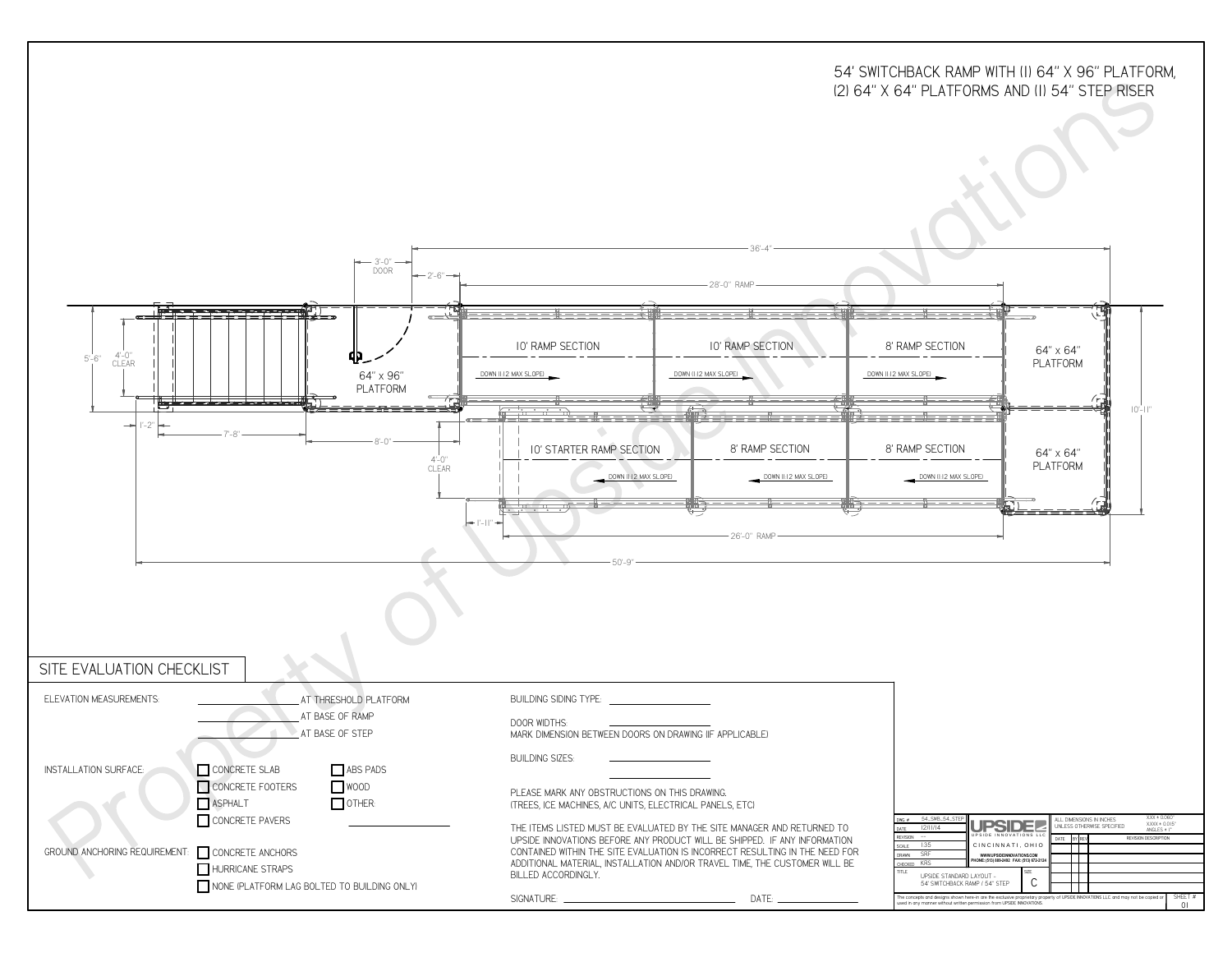# 54' SWITCHBACK RAMP WITH (1) 64" X 96" PLATFORM, (2) 64" X 64" PLATFORMS AND (1) 54" STEP RISER

36'-4"

3'-0" DOOR

2'-6"

28'-0" RAMP

10' RAMP SECTION

10' RAMP SECTION

8' RAMP SECTION

64" x 64" PLATFORM

DOWN (1:12 MAX SLOPE)

DOWN (1:12 MAX SLOPE)

DOWN (1:12 MAX SLOPE)

5'-6"

4'-0" CLEAR

64" x 96" PLATFORM

10'-11"

1'-2"

7'-8"

8'-0"

4'-0" CLEAR

10' STARTER RAMP SECTION

8' RAMP SECTION

8' RAMP SECTION

64" x 64" PLATFORM

DOWN (1:12 MAX SLOPE)

DOWN (1:12 MAX SLOPE)

DOWN (1:12 MAX SLOPE)

1'-11"

26'-0" RAMP

50'-9"

## SITE EVALUATION CHECKLIST

ELEVATION MEASUREMENTS: ____________ AT THRESHOLD PLATFORM

____________ AT BASE OF RAMP

____________ AT BASE OF STEP

INSTALLATION SURFACE:

- ☐ CONCRETE SLAB
- ☐ CONCRETE FOOTERS
- ☐ ASPHALT
- ☐ CONCRETE PAVERS
- ☐ ABS PADS
- ☐ WOOD
- ☐ OTHER ____________

GROUND ANCHORING REQUIREMENT:

- ☐ CONCRETE ANCHORS
- ☐ HURRICANE STRAPS
- ☐ NONE (PLATFORM LAG BOLTED TO BUILDING ONLY)

BUILDING SIDING TYPE: ____________

DOOR WIDTHS: ____________
MARK DIMENSION BETWEEN DOORS ON DRAWING (IF APPLICABLE)

BUILDING SIZES: ____________

____________

PLEASE MARK ANY OBSTRUCTIONS ON THIS DRAWING.
(TREES, ICE MACHINES, A/C UNITS, ELECTRICAL PANELS, ETC)

THE ITEMS LISTED MUST BE EVALUATED BY THE SITE MANAGER AND RETURNED TO UPSIDE INNOVATIONS BEFORE ANY PRODUCT WILL BE SHIPPED. IF ANY INFORMATION CONTAINED WITHIN THE SITE EVALUATION IS INCORRECT RESULTING IN THE NEED FOR ADDITIONAL MATERIAL, INSTALLATION AND/OR TRAVEL TIME, THE CUSTOMER WILL BE BILLED ACCORDINGLY.

SIGNATURE: ____________ DATE: ____________

| | |
|---|---|
| DWG # | 54_SWB_54_STEP |
| DATE | 12/11/14 |
| REVISION | --- |
| SCALE | 1:35 |
| DRAWN | SRF |
| CHECKED | KRS |
| TITLE | UPSIDE STANDARD LAYOUT - 54' SWITCHBACK RAMP / 54" STEP |
| SIZE | C |

UPSIDE INNOVATIONS LLC
CINCINNATI, OHIO
WWW.UPSIDEINNOVATIONS.COM
PHONE: (513) 889-2492 FAX: (513) 672-2124

ALL DIMENSIONS IN INCHES UNLESS OTHERWISE SPECIFIED
XXX ± 0.060"
XXXX ± 0.015"
ANGLES ± 1°

| DATE | BY | REV | REVISION DESCRIPTION |
|---|---|---|---|

The concepts and designs shown here-in are the exclusive proprietary property of UPSIDE INNOVATIONS LLC and may not be copied or used in any manner without written permission from UPSIDE INNOVATIONS.

SHEET # 01